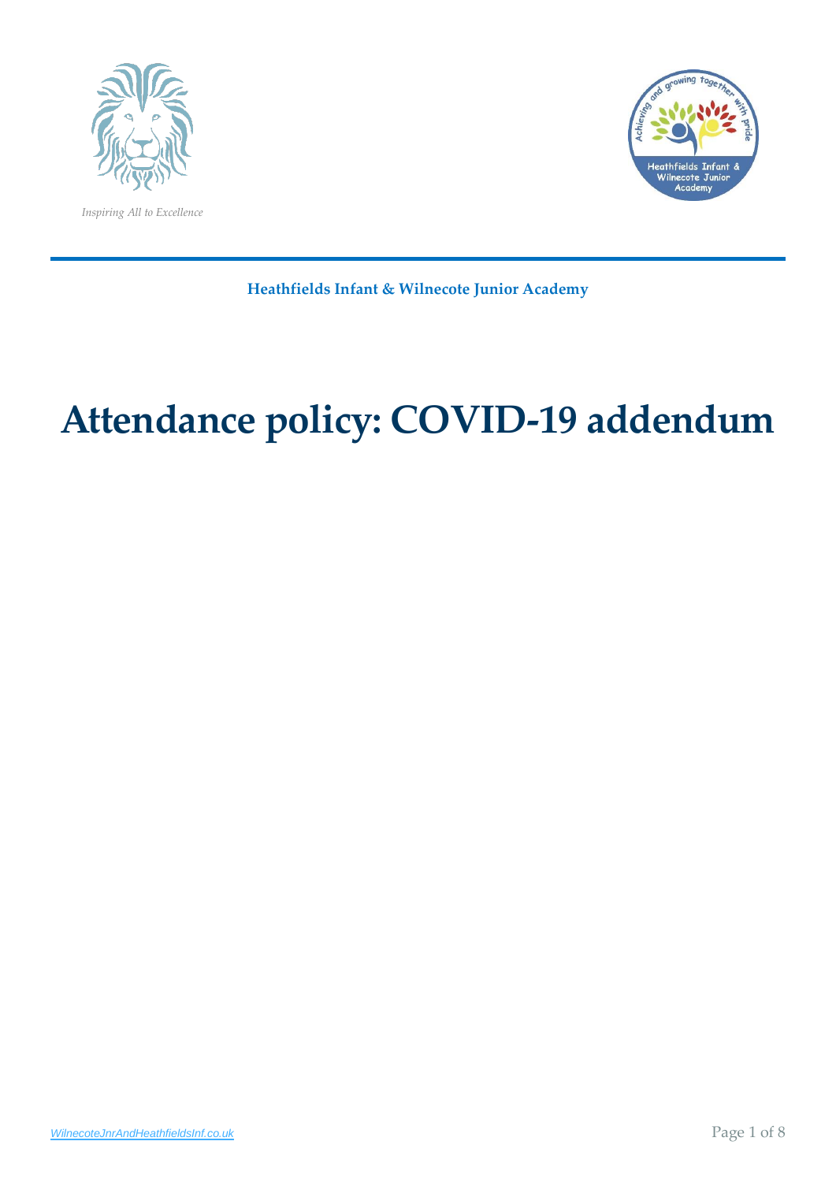*Inspiring All to Excellence*

**Heathfields Infant & Wilnecote Junior Academy**

# Attendance policy: COVID-19 addendum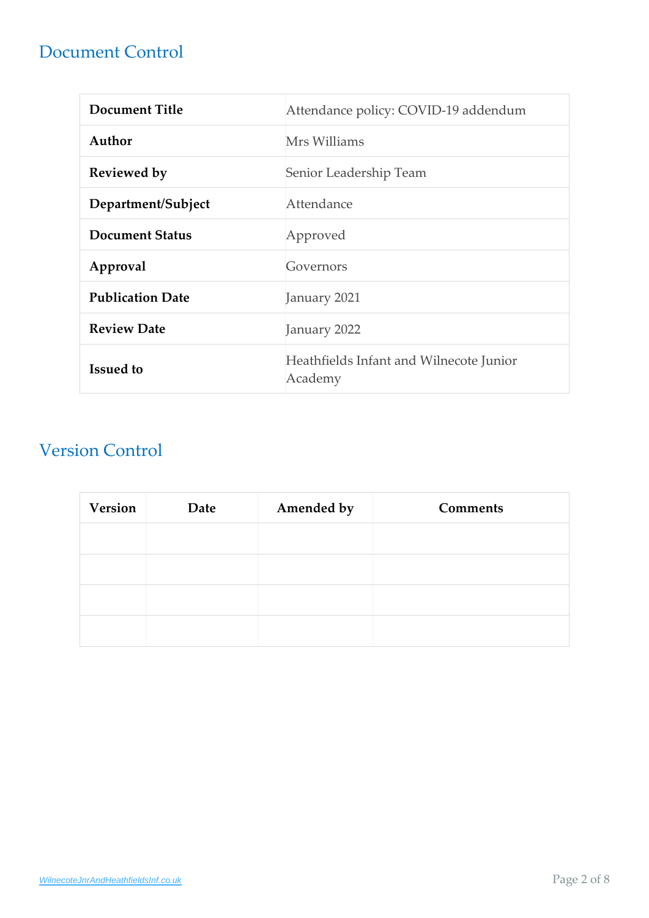## Document Control

| Document Title | Attendance policy: COVID-19 addendum |
|---|---|
| Author | Mrs Williams |
| Reviewed by | Senior Leadership Team |
| Department/Subject | Attendance |
| Document Status | Approved |
| Approval | Governors |
| Publication Date | January 2021 |
| Review Date | January 2022 |
| Issued to | Heathfields Infant and Wilnecote Junior Academy |

## Version Control

| Version | Date | Amended by | Comments |
|---|---|---|---|
| | | | |
| | | | |
| | | | |
| | | | |

[WilnecoteJnrAndHeathfieldsInf.co.uk](http://WilnecoteJnrAndHeathfieldsInf.co.uk)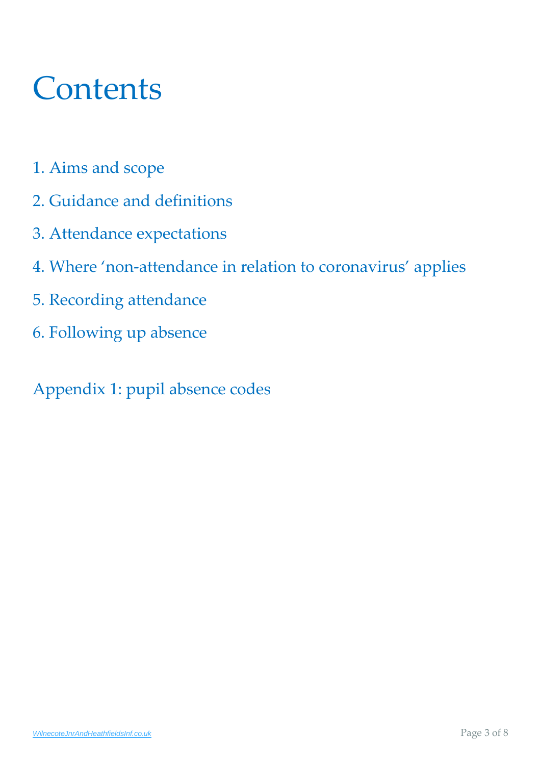# Contents

1. Aims and scope

2. Guidance and definitions

3. Attendance expectations

4. Where 'non-attendance in relation to coronavirus' applies

5. Recording attendance

6. Following up absence

Appendix 1: pupil absence codes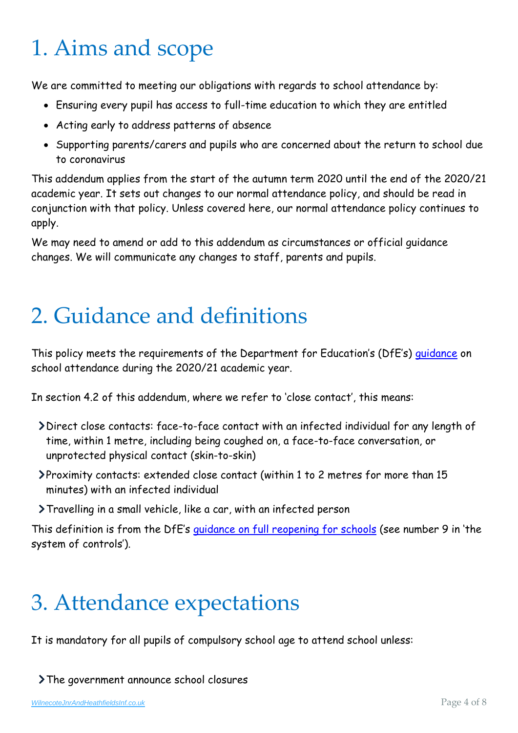# 1. Aims and scope

We are committed to meeting our obligations with regards to school attendance by:

- Ensuring every pupil has access to full-time education to which they are entitled
- Acting early to address patterns of absence
- Supporting parents/carers and pupils who are concerned about the return to school due to coronavirus

This addendum applies from the start of the autumn term 2020 until the end of the 2020/21 academic year. It sets out changes to our normal attendance policy, and should be read in conjunction with that policy. Unless covered here, our normal attendance policy continues to apply.

We may need to amend or add to this addendum as circumstances or official guidance changes. We will communicate any changes to staff, parents and pupils.

# 2. Guidance and definitions

This policy meets the requirements of the Department for Education's (DfE's) guidance on school attendance during the 2020/21 academic year.

In section 4.2 of this addendum, where we refer to 'close contact', this means:

- Direct close contacts: face-to-face contact with an infected individual for any length of time, within 1 metre, including being coughed on, a face-to-face conversation, or unprotected physical contact (skin-to-skin)
- Proximity contacts: extended close contact (within 1 to 2 metres for more than 15 minutes) with an infected individual
- Travelling in a small vehicle, like a car, with an infected person

This definition is from the DfE's guidance on full reopening for schools (see number 9 in 'the system of controls').

# 3. Attendance expectations

It is mandatory for all pupils of compulsory school age to attend school unless:

- The government announce school closures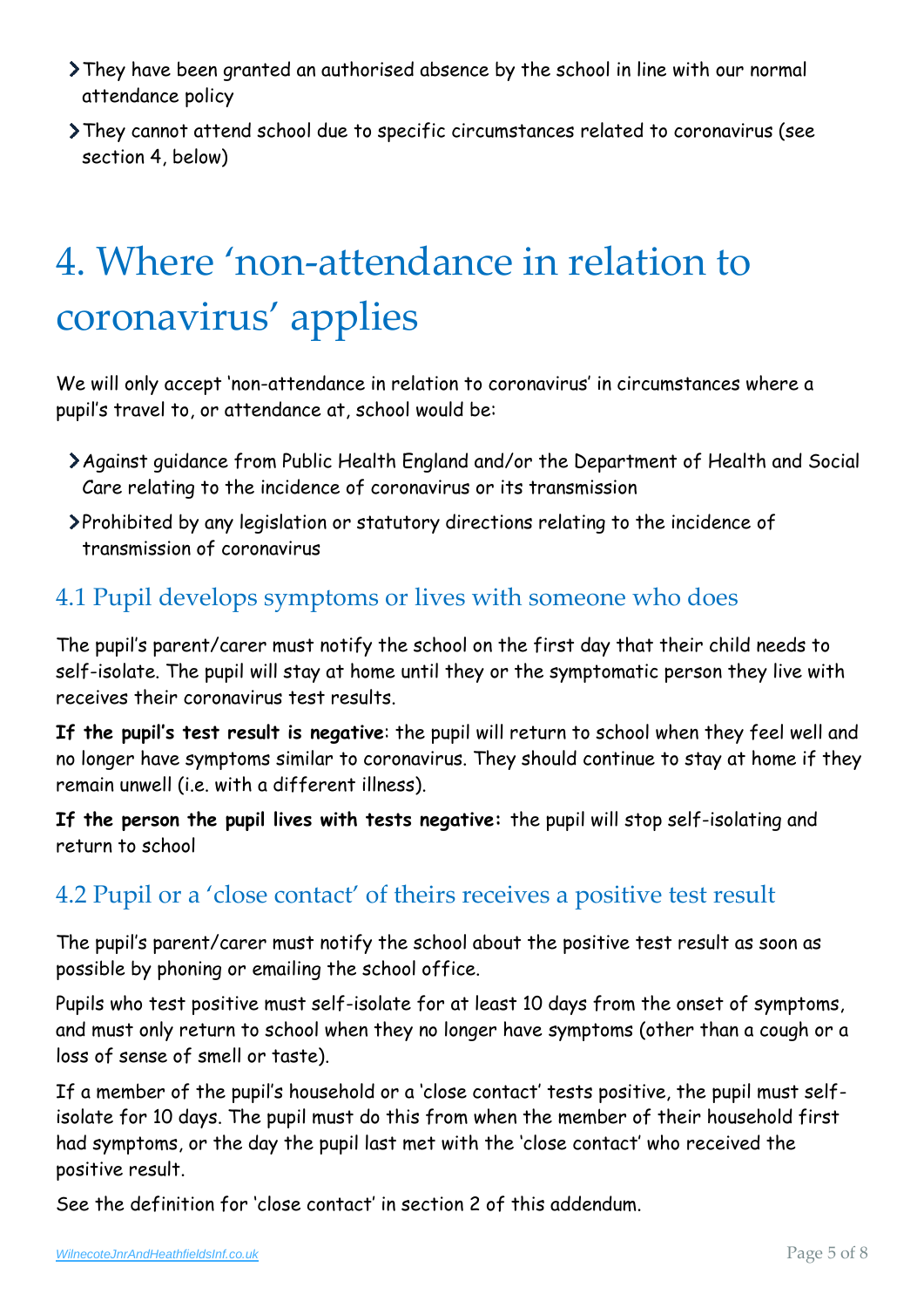- They have been granted an authorised absence by the school in line with our normal attendance policy
- They cannot attend school due to specific circumstances related to coronavirus (see section 4, below)

# 4. Where 'non-attendance in relation to coronavirus' applies

We will only accept 'non-attendance in relation to coronavirus' in circumstances where a pupil's travel to, or attendance at, school would be:

- Against guidance from Public Health England and/or the Department of Health and Social Care relating to the incidence of coronavirus or its transmission
- Prohibited by any legislation or statutory directions relating to the incidence of transmission of coronavirus

## 4.1 Pupil develops symptoms or lives with someone who does

The pupil's parent/carer must notify the school on the first day that their child needs to self-isolate. The pupil will stay at home until they or the symptomatic person they live with receives their coronavirus test results.

**If the pupil's test result is negative**: the pupil will return to school when they feel well and no longer have symptoms similar to coronavirus. They should continue to stay at home if they remain unwell (i.e. with a different illness).

**If the person the pupil lives with tests negative:** the pupil will stop self-isolating and return to school

## 4.2 Pupil or a 'close contact' of theirs receives a positive test result

The pupil's parent/carer must notify the school about the positive test result as soon as possible by phoning or emailing the school office.

Pupils who test positive must self-isolate for at least 10 days from the onset of symptoms, and must only return to school when they no longer have symptoms (other than a cough or a loss of sense of smell or taste).

If a member of the pupil's household or a 'close contact' tests positive, the pupil must self-isolate for 10 days. The pupil must do this from when the member of their household first had symptoms, or the day the pupil last met with the 'close contact' who received the positive result.

See the definition for 'close contact' in section 2 of this addendum.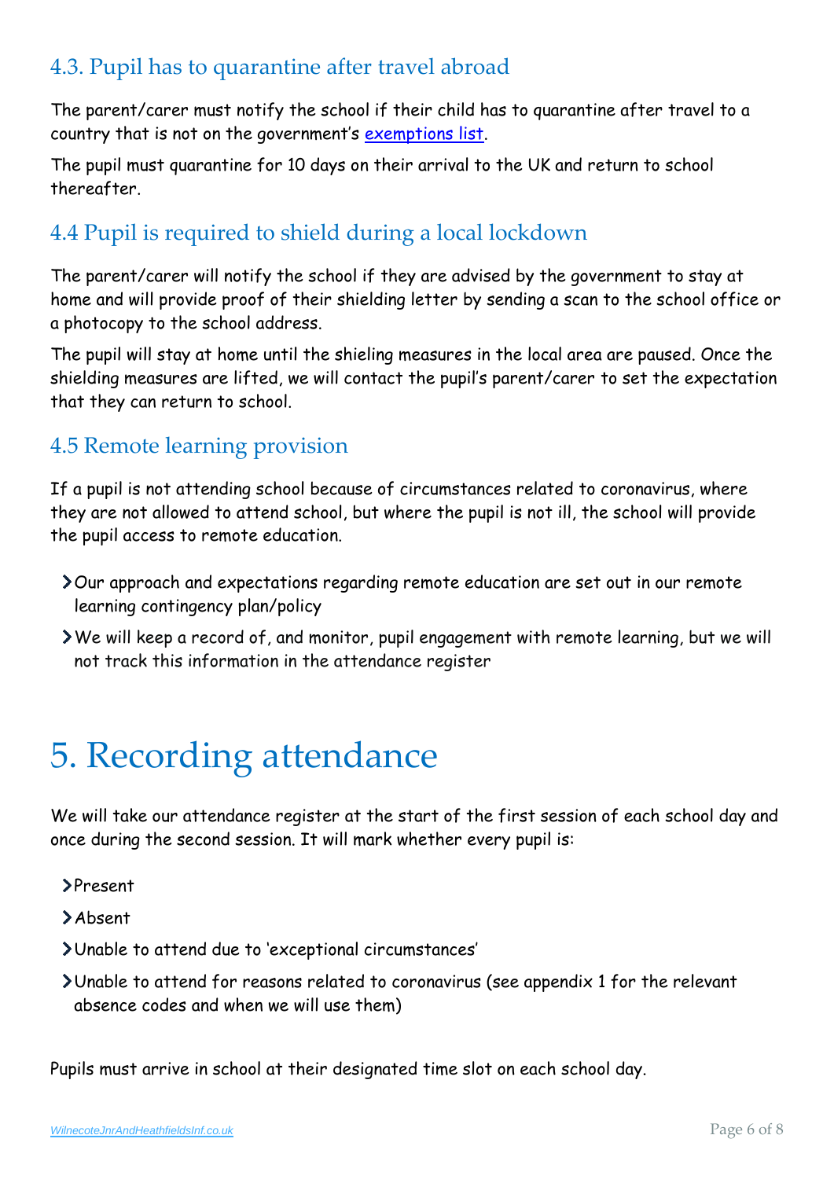### 4.3. Pupil has to quarantine after travel abroad

The parent/carer must notify the school if their child has to quarantine after travel to a country that is not on the government's [exemptions list](#).

The pupil must quarantine for 10 days on their arrival to the UK and return to school thereafter.

### 4.4 Pupil is required to shield during a local lockdown

The parent/carer will notify the school if they are advised by the government to stay at home and will provide proof of their shielding letter by sending a scan to the school office or a photocopy to the school address.

The pupil will stay at home until the shieling measures in the local area are paused. Once the shielding measures are lifted, we will contact the pupil's parent/carer to set the expectation that they can return to school.

### 4.5 Remote learning provision

If a pupil is not attending school because of circumstances related to coronavirus, where they are not allowed to attend school, but where the pupil is not ill, the school will provide the pupil access to remote education.

- Our approach and expectations regarding remote education are set out in our remote learning contingency plan/policy
- We will keep a record of, and monitor, pupil engagement with remote learning, but we will not track this information in the attendance register

# 5. Recording attendance

We will take our attendance register at the start of the first session of each school day and once during the second session. It will mark whether every pupil is:

- Present
- Absent
- Unable to attend due to 'exceptional circumstances'
- Unable to attend for reasons related to coronavirus (see appendix 1 for the relevant absence codes and when we will use them)

Pupils must arrive in school at their designated time slot on each school day.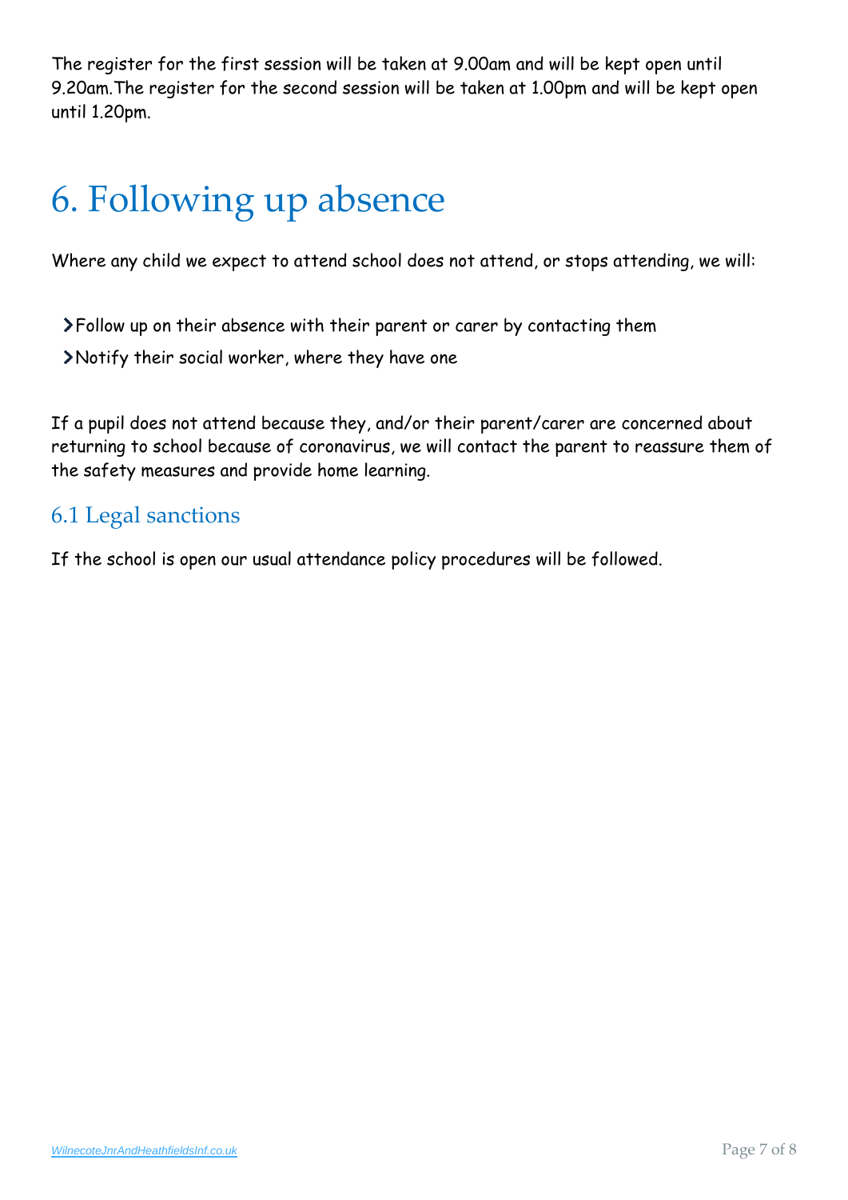The register for the first session will be taken at 9.00am and will be kept open until 9.20am.The register for the second session will be taken at 1.00pm and will be kept open until 1.20pm.

# 6. Following up absence

Where any child we expect to attend school does not attend, or stops attending, we will:

- Follow up on their absence with their parent or carer by contacting them
- Notify their social worker, where they have one

If a pupil does not attend because they, and/or their parent/carer are concerned about returning to school because of coronavirus, we will contact the parent to reassure them of the safety measures and provide home learning.

## 6.1 Legal sanctions

If the school is open our usual attendance policy procedures will be followed.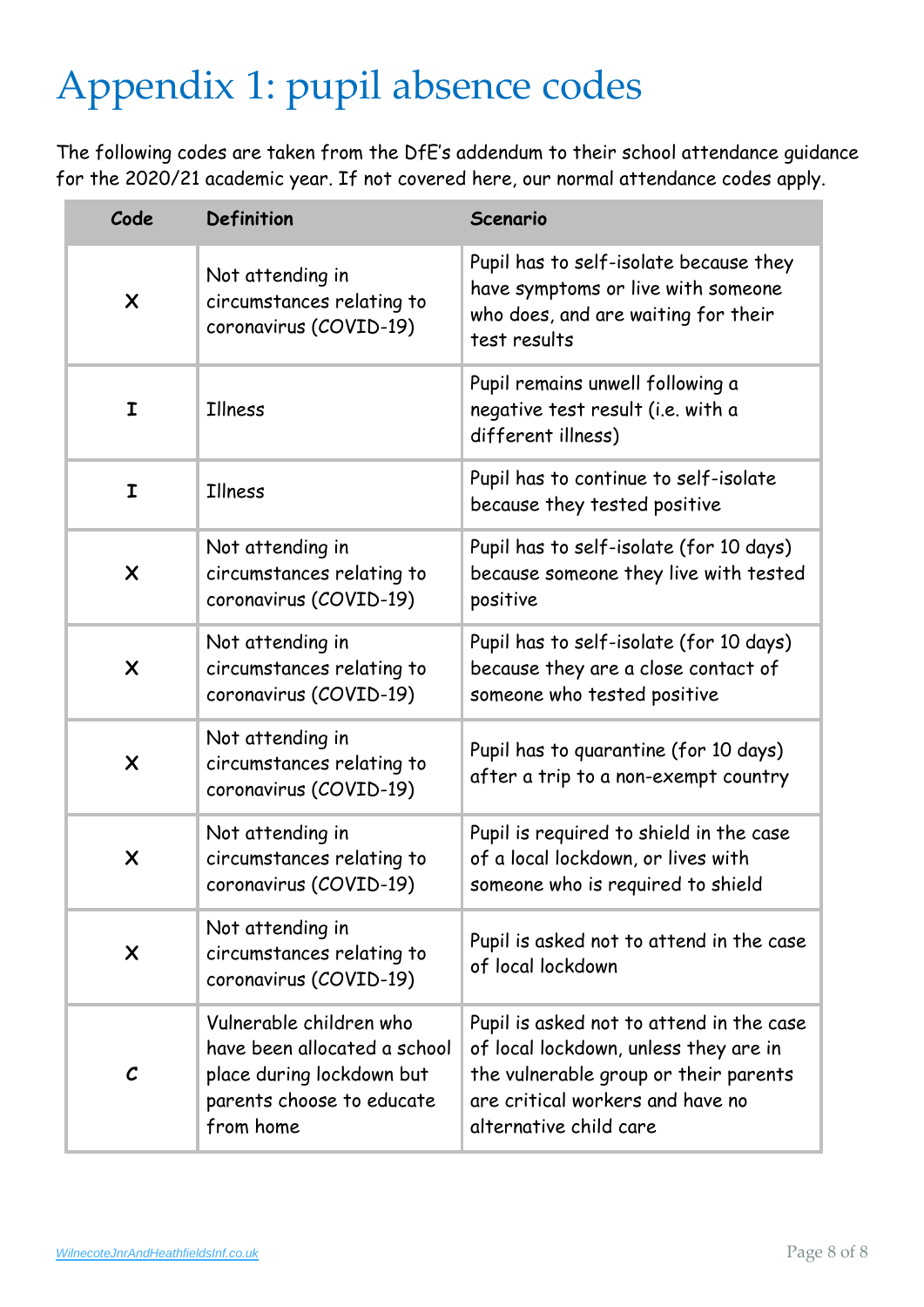# Appendix 1: pupil absence codes

The following codes are taken from the DfE's addendum to their school attendance guidance for the 2020/21 academic year. If not covered here, our normal attendance codes apply.

| Code | Definition | Scenario |
|---|---|---|
| X | Not attending in circumstances relating to coronavirus (COVID-19) | Pupil has to self-isolate because they have symptoms or live with someone who does, and are waiting for their test results |
| I | Illness | Pupil remains unwell following a negative test result (i.e. with a different illness) |
| I | Illness | Pupil has to continue to self-isolate because they tested positive |
| X | Not attending in circumstances relating to coronavirus (COVID-19) | Pupil has to self-isolate (for 10 days) because someone they live with tested positive |
| X | Not attending in circumstances relating to coronavirus (COVID-19) | Pupil has to self-isolate (for 10 days) because they are a close contact of someone who tested positive |
| X | Not attending in circumstances relating to coronavirus (COVID-19) | Pupil has to quarantine (for 10 days) after a trip to a non-exempt country |
| X | Not attending in circumstances relating to coronavirus (COVID-19) | Pupil is required to shield in the case of a local lockdown, or lives with someone who is required to shield |
| X | Not attending in circumstances relating to coronavirus (COVID-19) | Pupil is asked not to attend in the case of local lockdown |
| C | Vulnerable children who have been allocated a school place during lockdown but parents choose to educate from home | Pupil is asked not to attend in the case of local lockdown, unless they are in the vulnerable group or their parents are critical workers and have no alternative child care |